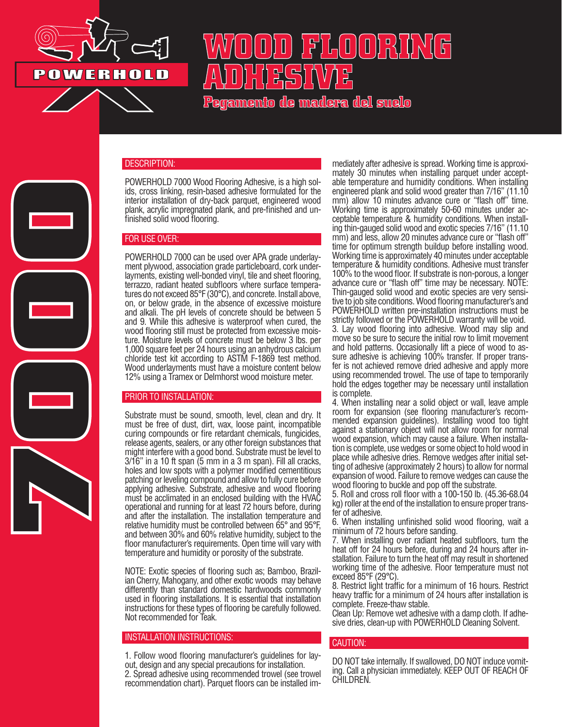POWERHOLD

# WOOD FLOORING ADHESIVE

## Pegamento de madera del suelo

7000

### DESCRIPTION:

POWERHOLD 7000 Wood Flooring Adhesive, is a high solids, cross linking, resin-based adhesive formulated for the interior installation of dry-back parquet, engineered wood plank, acrylic impregnated plank, and pre-finished and unfinished solid wood flooring.

### FOR USE OVER:

POWERHOLD 7000 can be used over APA grade underlayment plywood, association grade particleboard, cork underlayments, existing well-bonded vinyl, tile and sheet flooring, terrazzo, radiant heated subfloors where surface temperatures do not exceed 85°F (30°C), and concrete. Install above, on, or below grade, in the absence of excessive moisture and alkali. The pH levels of concrete should be between 5 and 9. While this adhesive is waterproof when cured, the wood flooring still must be protected from excessive moisture. Moisture levels of concrete must be below 3 lbs. per 1,000 square feet per 24 hours using an anhydrous calcium chloride test kit according to ASTM F-1869 test method. Wood underlayments must have a moisture content below 12% using a Tramex or Delmhorst wood moisture meter.

### PRIOR TO INSTALLATION:

Substrate must be sound, smooth, level, clean and dry. It must be free of dust, dirt, wax, loose paint, incompatible curing compounds or fire retardant chemicals, fungicides, release agents, sealers, or any other foreign substances that might interfere with a good bond. Substrate must be level to 3/16" in a 10 ft span (5 mm in a 3 m span). Fill all cracks, holes and low spots with a polymer modified cementitious patching or leveling compound and allow to fully cure before applying adhesive. Substrate, adhesive and wood flooring must be acclimated in an enclosed building with the HVAC operational and running for at least 72 hours before, during and after the installation. The installation temperature and relative humidity must be controlled between 65° and 95°F, and between 30% and 60% relative humidity, subject to the floor manufacturer's requirements. Open time will vary with temperature and humidity or porosity of the substrate.

NOTE: Exotic species of flooring such as; Bamboo, Brazilian Cherry, Mahogany, and other exotic woods may behave differently than standard domestic hardwoods commonly used in flooring installations. It is essential that installation instructions for these types of flooring be carefully followed. Not recommended for Teak.

### INSTALLATION INSTRUCTIONS:

1. Follow wood flooring manufacturer's guidelines for layout, design and any special precautions for installation.
2. Spread adhesive using recommended trowel (see trowel recommendation chart). Parquet floors can be installed immediately after adhesive is spread. Working time is approximately 30 minutes when installing parquet under acceptable temperature and humidity conditions. When installing engineered plank and solid wood greater than 7/16" (11.10 mm) allow 10 minutes advance cure or "flash off" time. Working time is approximately 50-60 minutes under acceptable temperature & humidity conditions. When installing thin-gauged solid wood and exotic species 7/16" (11.10 mm) and less, allow 20 minutes advance cure or "flash off" time for optimum strength buildup before installing wood. Working time is approximately 40 minutes under acceptable temperature & humidity conditions. Adhesive must transfer 100% to the wood floor. If substrate is non-porous, a longer advance cure or "flash off" time may be necessary. NOTE: Thin-gauged solid wood and exotic species are very sensitive to job site conditions. Wood flooring manufacturer's and POWERHOLD written pre-installation instructions must be strictly followed or the POWERHOLD warranty will be void.
3. Lay wood flooring into adhesive. Wood may slip and move so be sure to secure the initial row to limit movement and hold patterns. Occasionally lift a piece of wood to assure adhesive is achieving 100% transfer. If proper transfer is not achieved remove dried adhesive and apply more using recommended trowel. The use of tape to temporarily hold the edges together may be necessary until installation is complete.
4. When installing near a solid object or wall, leave ample room for expansion (see flooring manufacturer's recommended expansion guidelines). Installing wood too tight against a stationary object will not allow room for normal wood expansion, which may cause a failure. When installation is complete, use wedges or some object to hold wood in place while adhesive dries. Remove wedges after initial setting of adhesive (approximately 2 hours) to allow for normal expansion of wood. Failure to remove wedges can cause the wood flooring to buckle and pop off the substrate.
5. Roll and cross roll floor with a 100-150 lb. (45.36-68.04 kg) roller at the end of the installation to ensure proper transfer of adhesive.
6. When installing unfinished solid wood flooring, wait a minimum of 72 hours before sanding.
7. When installing over radiant heated subfloors, turn the heat off for 24 hours before, during and 24 hours after installation. Failure to turn the heat off may result in shortened working time of the adhesive. Floor temperature must not exceed 85°F (29°C).
8. Restrict light traffic for a minimum of 16 hours. Restrict heavy traffic for a minimum of 24 hours after installation is complete. Freeze-thaw stable.

Clean Up: Remove wet adhesive with a damp cloth. If adhesive dries, clean-up with POWERHOLD Cleaning Solvent.

### CAUTION:

DO NOT take internally. If swallowed, DO NOT induce vomiting. Call a physician immediately. KEEP OUT OF REACH OF CHILDREN.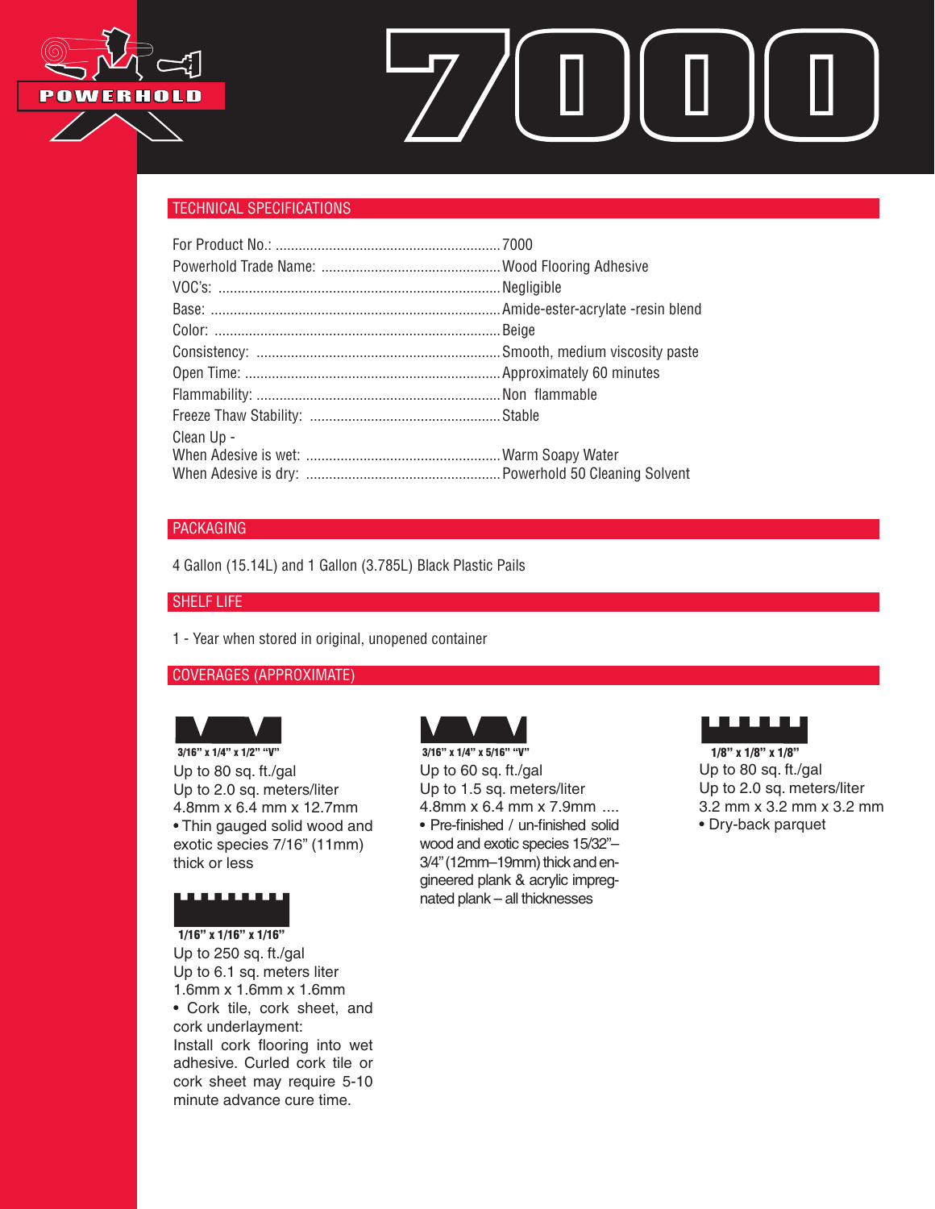# 7000

## TECHNICAL SPECIFICATIONS

| | |
|---|---|
| For Product No.: | 7000 |
| Powerhold Trade Name: | Wood Flooring Adhesive |
| VOC's: | Negligible |
| Base: | Amide-ester-acrylate -resin blend |
| Color: | Beige |
| Consistency: | Smooth, medium viscosity paste |
| Open Time: | Approximately 60 minutes |
| Flammability: | Non flammable |
| Freeze Thaw Stability: | Stable |
| Clean Up - | |
| When Adesive is wet: | Warm Soapy Water |
| When Adesive is dry: | Powerhold 50 Cleaning Solvent |

## PACKAGING

4 Gallon (15.14L) and 1 Gallon (3.785L) Black Plastic Pails

## SHELF LIFE

1 - Year when stored in original, unopened container

## COVERAGES (APPROXIMATE)

**3/16" x 1/4" x 1/2" "V"**

Up to 80 sq. ft./gal
Up to 2.0 sq. meters/liter
4.8mm x 6.4 mm x 12.7mm
• Thin gauged solid wood and exotic species 7/16" (11mm) thick or less

**1/16" x 1/16" x 1/16"**

Up to 250 sq. ft./gal
Up to 6.1 sq. meters liter
1.6mm x 1.6mm x 1.6mm
• Cork tile, cork sheet, and cork underlayment:
Install cork flooring into wet adhesive. Curled cork tile or cork sheet may require 5-10 minute advance cure time.

**3/16" x 1/4" x 5/16" "V"**

Up to 60 sq. ft./gal
Up to 1.5 sq. meters/liter
4.8mm x 6.4 mm x 7.9mm ....
• Pre-finished / un-finished solid wood and exotic species 15/32"–3/4" (12mm–19mm) thick and engineered plank & acrylic impregnated plank – all thicknesses

**1/8" x 1/8" x 1/8"**

Up to 80 sq. ft./gal
Up to 2.0 sq. meters/liter
3.2 mm x 3.2 mm x 3.2 mm
• Dry-back parquet